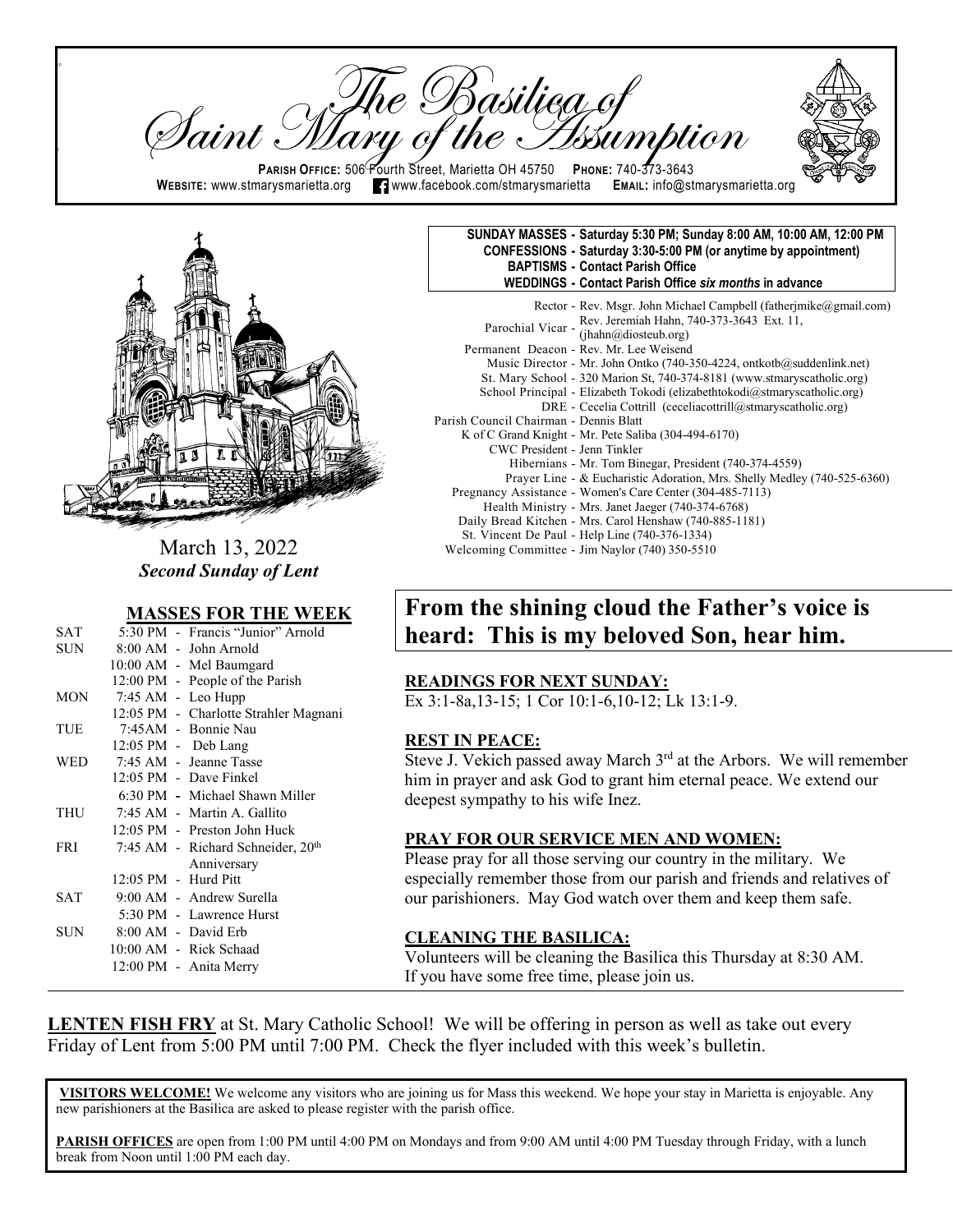# The Basilica of Saint Mary of the Assumption

**PARISH OFFICE:** 506 Fourth Street, Marietta OH 45750 **PHONE:** 740-373-3643
**WEBSITE:** www.stmarysmarietta.org www.facebook.com/stmarysmarietta **EMAIL:** info@stmarysmarietta.org

March 13, 2022
***Second Sunday of Lent***

**SUNDAY MASSES - Saturday 5:30 PM; Sunday 8:00 AM, 10:00 AM, 12:00 PM**
**CONFESSIONS - Saturday 3:30-5:00 PM (or anytime by appointment)**
**BAPTISMS - Contact Parish Office**
**WEDDINGS - Contact Parish Office *six months* in advance**

Rector - Rev. Msgr. John Michael Campbell (fatherjmike@gmail.com)
Parochial Vicar - Rev. Jeremiah Hahn, 740-373-3643 Ext. 11, (jhahn@diosteub.org)
Permanent Deacon - Rev. Mr. Lee Weisend
Music Director - Mr. John Ontko (740-350-4224, ontkotb@suddenlink.net)
St. Mary School - 320 Marion St, 740-374-8181 (www.stmaryscatholic.org)
School Principal - Elizabeth Tokodi (elizabethtokodi@stmaryscatholic.org)
DRE - Cecelia Cottrill (ceceliacottrill@stmaryscatholic.org)
Parish Council Chairman - Dennis Blatt
K of C Grand Knight - Mr. Pete Saliba (304-494-6170)
CWC President - Jenn Tinkler
Hibernians - Mr. Tom Binegar, President (740-374-4559)
Prayer Line - & Eucharistic Adoration, Mrs. Shelly Medley (740-525-6360)
Pregnancy Assistance - Women's Care Center (304-485-7113)
Health Ministry - Mrs. Janet Jaeger (740-374-6768)
Daily Bread Kitchen - Mrs. Carol Henshaw (740-885-1181)
St. Vincent De Paul - Help Line (740-376-1334)
Welcoming Committee - Jim Naylor (740) 350-5510

## MASSES FOR THE WEEK

| | | |
|---|---|---|
| SAT | 5:30 PM | Francis "Junior" Arnold |
| SUN | 8:00 AM | John Arnold |
| | 10:00 AM | Mel Baumgard |
| | 12:00 PM | People of the Parish |
| MON | 7:45 AM | Leo Hupp |
| | 12:05 PM | Charlotte Strahler Magnani |
| TUE | 7:45AM | Bonnie Nau |
| | 12:05 PM | Deb Lang |
| WED | 7:45 AM | Jeanne Tasse |
| | 12:05 PM | Dave Finkel |
| | 6:30 PM | Michael Shawn Miller |
| THU | 7:45 AM | Martin A. Gallito |
| | 12:05 PM | Preston John Huck |
| FRI | 7:45 AM | Richard Schneider, 20th Anniversary |
| | 12:05 PM | Hurd Pitt |
| SAT | 9:00 AM | Andrew Surella |
| | 5:30 PM | Lawrence Hurst |
| SUN | 8:00 AM | David Erb |
| | 10:00 AM | Rick Schaad |
| | 12:00 PM | Anita Merry |

## From the shining cloud the Father's voice is heard: This is my beloved Son, hear him.

**READINGS FOR NEXT SUNDAY:**
Ex 3:1-8a,13-15; 1 Cor 10:1-6,10-12; Lk 13:1-9.

**REST IN PEACE:**
Steve J. Vekich passed away March 3rd at the Arbors. We will remember him in prayer and ask God to grant him eternal peace. We extend our deepest sympathy to his wife Inez.

**PRAY FOR OUR SERVICE MEN AND WOMEN:**
Please pray for all those serving our country in the military. We especially remember those from our parish and friends and relatives of our parishioners. May God watch over them and keep them safe.

**CLEANING THE BASILICA:**
Volunteers will be cleaning the Basilica this Thursday at 8:30 AM. If you have some free time, please join us.

**LENTEN FISH FRY** at St. Mary Catholic School! We will be offering in person as well as take out every Friday of Lent from 5:00 PM until 7:00 PM. Check the flyer included with this week's bulletin.

**VISITORS WELCOME!** We welcome any visitors who are joining us for Mass this weekend. We hope your stay in Marietta is enjoyable. Any new parishioners at the Basilica are asked to please register with the parish office.

**PARISH OFFICES** are open from 1:00 PM until 4:00 PM on Mondays and from 9:00 AM until 4:00 PM Tuesday through Friday, with a lunch break from Noon until 1:00 PM each day.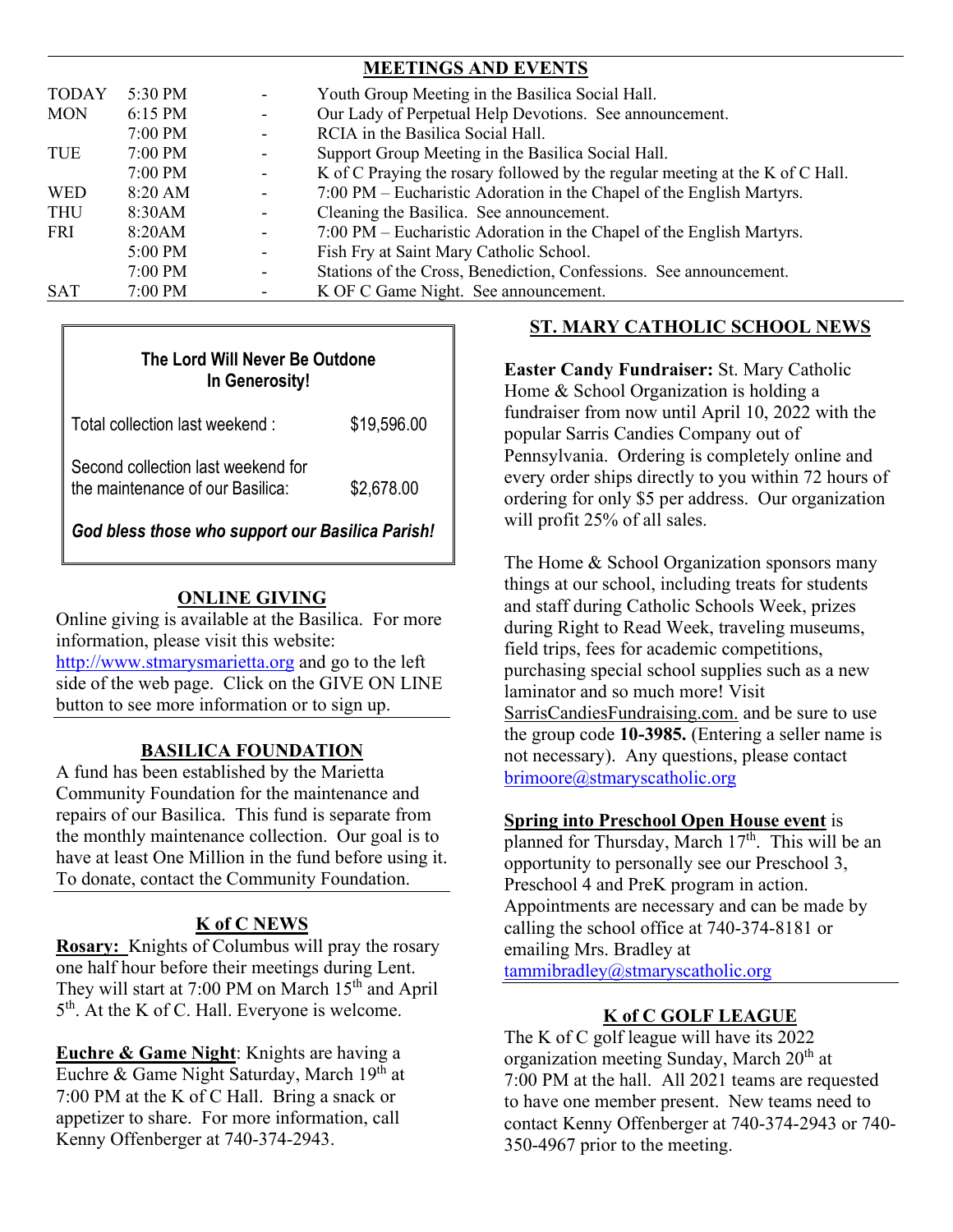## MEETINGS AND EVENTS

| | | | |
|---|---|---|---|
| TODAY | 5:30 PM | - | Youth Group Meeting in the Basilica Social Hall. |
| MON | 6:15 PM | - | Our Lady of Perpetual Help Devotions. See announcement. |
| | 7:00 PM | - | RCIA in the Basilica Social Hall. |
| TUE | 7:00 PM | - | Support Group Meeting in the Basilica Social Hall. |
| | 7:00 PM | - | K of C Praying the rosary followed by the regular meeting at the K of C Hall. |
| WED | 8:20 AM | - | 7:00 PM – Eucharistic Adoration in the Chapel of the English Martyrs. |
| THU | 8:30AM | - | Cleaning the Basilica. See announcement. |
| FRI | 8:20AM | - | 7:00 PM – Eucharistic Adoration in the Chapel of the English Martyrs. |
| | 5:00 PM | - | Fish Fry at Saint Mary Catholic School. |
| | 7:00 PM | - | Stations of the Cross, Benediction, Confessions. See announcement. |
| SAT | 7:00 PM | - | K OF C Game Night. See announcement. |

**The Lord Will Never Be Outdone In Generosity!**

| | |
|---|---|
| Total collection last weekend : | $19,596.00 |
| Second collection last weekend for the maintenance of our Basilica: | $2,678.00 |

***God bless those who support our Basilica Parish!***

### ONLINE GIVING

Online giving is available at the Basilica. For more information, please visit this website: http://www.stmarysmarietta.org and go to the left side of the web page. Click on the GIVE ON LINE button to see more information or to sign up.

### BASILICA FOUNDATION

A fund has been established by the Marietta Community Foundation for the maintenance and repairs of our Basilica. This fund is separate from the monthly maintenance collection. Our goal is to have at least One Million in the fund before using it. To donate, contact the Community Foundation.

### K of C NEWS

**Rosary:** Knights of Columbus will pray the rosary one half hour before their meetings during Lent. They will start at 7:00 PM on March 15th and April 5th. At the K of C. Hall. Everyone is welcome.

**Euchre & Game Night**: Knights are having a Euchre & Game Night Saturday, March 19th at 7:00 PM at the K of C Hall. Bring a snack or appetizer to share. For more information, call Kenny Offenberger at 740-374-2943.

### ST. MARY CATHOLIC SCHOOL NEWS

**Easter Candy Fundraiser:** St. Mary Catholic Home & School Organization is holding a fundraiser from now until April 10, 2022 with the popular Sarris Candies Company out of Pennsylvania. Ordering is completely online and every order ships directly to you within 72 hours of ordering for only $5 per address. Our organization will profit 25% of all sales.

The Home & School Organization sponsors many things at our school, including treats for students and staff during Catholic Schools Week, prizes during Right to Read Week, traveling museums, field trips, fees for academic competitions, purchasing special school supplies such as a new laminator and so much more! Visit SarrisCandiesFundraising.com. and be sure to use the group code **10-3985.** (Entering a seller name is not necessary). Any questions, please contact brimoore@stmaryscatholic.org

**Spring into Preschool Open House event** is planned for Thursday, March 17th. This will be an opportunity to personally see our Preschool 3, Preschool 4 and PreK program in action. Appointments are necessary and can be made by calling the school office at 740-374-8181 or emailing Mrs. Bradley at tammibradley@stmaryscatholic.org

### K of C GOLF LEAGUE

The K of C golf league will have its 2022 organization meeting Sunday, March 20th at 7:00 PM at the hall. All 2021 teams are requested to have one member present. New teams need to contact Kenny Offenberger at 740-374-2943 or 740-350-4967 prior to the meeting.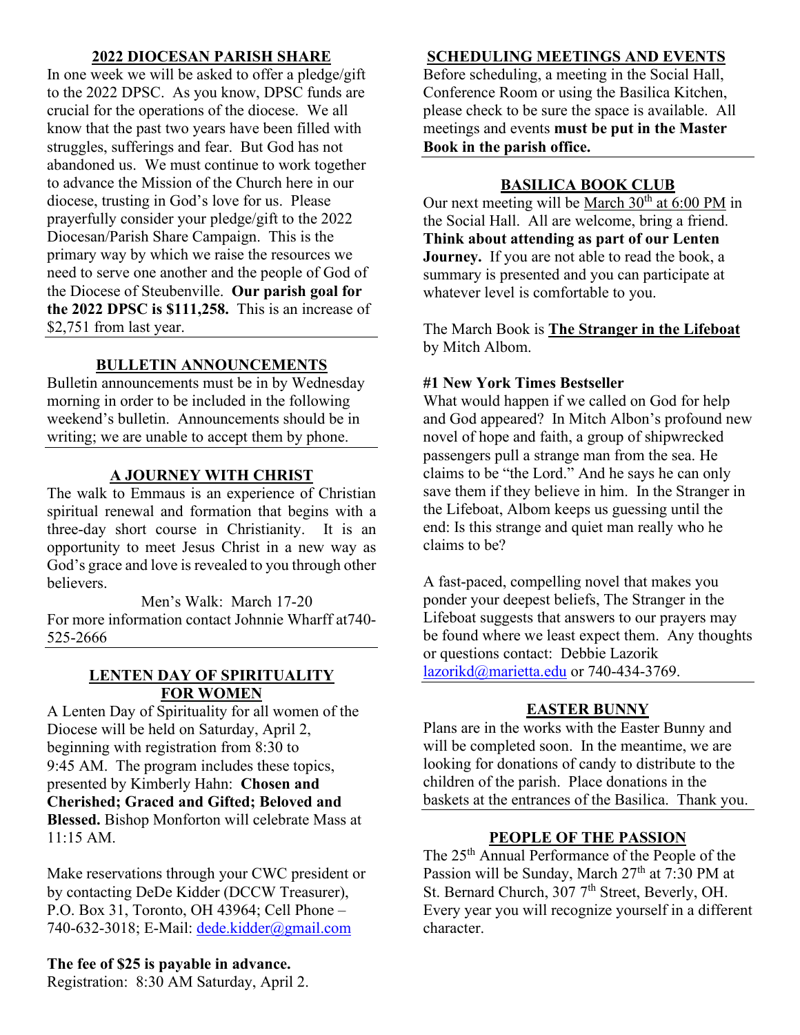## 2022 DIOCESAN PARISH SHARE

In one week we will be asked to offer a pledge/gift to the 2022 DPSC. As you know, DPSC funds are crucial for the operations of the diocese. We all know that the past two years have been filled with struggles, sufferings and fear. But God has not abandoned us. We must continue to work together to advance the Mission of the Church here in our diocese, trusting in God's love for us. Please prayerfully consider your pledge/gift to the 2022 Diocesan/Parish Share Campaign. This is the primary way by which we raise the resources we need to serve one another and the people of God of the Diocese of Steubenville. **Our parish goal for the 2022 DPSC is $111,258.** This is an increase of $2,751 from last year.

## BULLETIN ANNOUNCEMENTS

Bulletin announcements must be in by Wednesday morning in order to be included in the following weekend's bulletin. Announcements should be in writing; we are unable to accept them by phone.

## A JOURNEY WITH CHRIST

The walk to Emmaus is an experience of Christian spiritual renewal and formation that begins with a three-day short course in Christianity. It is an opportunity to meet Jesus Christ in a new way as God's grace and love is revealed to you through other believers.

Men's Walk: March 17-20

For more information contact Johnnie Wharff at740-525-2666

## LENTEN DAY OF SPIRITUALITY FOR WOMEN

A Lenten Day of Spirituality for all women of the Diocese will be held on Saturday, April 2, beginning with registration from 8:30 to 9:45 AM. The program includes these topics, presented by Kimberly Hahn: **Chosen and Cherished; Graced and Gifted; Beloved and Blessed.** Bishop Monforton will celebrate Mass at 11:15 AM.

Make reservations through your CWC president or by contacting DeDe Kidder (DCCW Treasurer), P.O. Box 31, Toronto, OH 43964; Cell Phone – 740-632-3018; E-Mail: dede.kidder@gmail.com

**The fee of $25 is payable in advance.**
Registration: 8:30 AM Saturday, April 2.

## SCHEDULING MEETINGS AND EVENTS

Before scheduling, a meeting in the Social Hall, Conference Room or using the Basilica Kitchen, please check to be sure the space is available. All meetings and events **must be put in the Master Book in the parish office.**

## BASILICA BOOK CLUB

Our next meeting will be March 30th at 6:00 PM in the Social Hall. All are welcome, bring a friend. **Think about attending as part of our Lenten Journey.** If you are not able to read the book, a summary is presented and you can participate at whatever level is comfortable to you.

The March Book is **The Stranger in the Lifeboat** by Mitch Albom.

**#1 New York Times Bestseller**

What would happen if we called on God for help and God appeared? In Mitch Albon's profound new novel of hope and faith, a group of shipwrecked passengers pull a strange man from the sea. He claims to be "the Lord." And he says he can only save them if they believe in him. In the Stranger in the Lifeboat, Albom keeps us guessing until the end: Is this strange and quiet man really who he claims to be?

A fast-paced, compelling novel that makes you ponder your deepest beliefs, The Stranger in the Lifeboat suggests that answers to our prayers may be found where we least expect them. Any thoughts or questions contact: Debbie Lazorik lazorikd@marietta.edu or 740-434-3769.

## EASTER BUNNY

Plans are in the works with the Easter Bunny and will be completed soon. In the meantime, we are looking for donations of candy to distribute to the children of the parish. Place donations in the baskets at the entrances of the Basilica. Thank you.

## PEOPLE OF THE PASSION

The 25th Annual Performance of the People of the Passion will be Sunday, March 27th at 7:30 PM at St. Bernard Church, 307 7th Street, Beverly, OH. Every year you will recognize yourself in a different character.